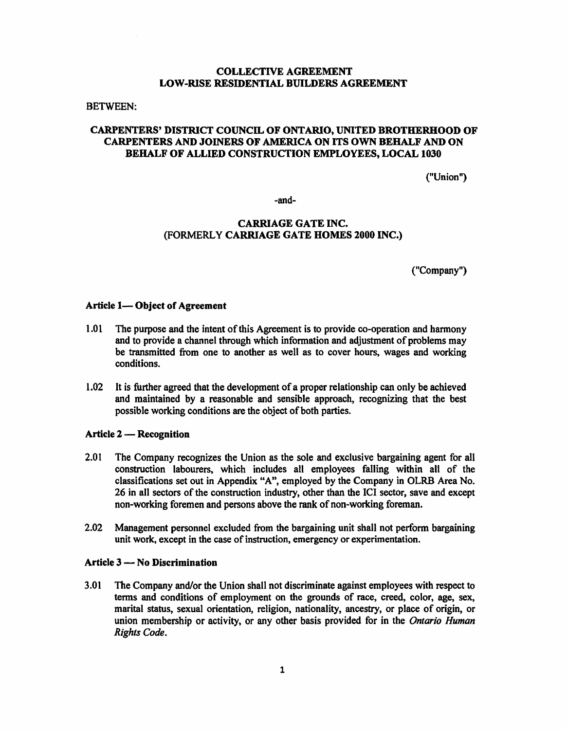# COLLECTIVE AGREEMENT
# LOW-RISE RESIDENTIAL BUILDERS AGREEMENT

BETWEEN:

**CARPENTERS' DISTRICT COUNCIL OF ONTARIO, UNITED BROTHERHOOD OF CARPENTERS AND JOINERS OF AMERICA ON ITS OWN BEHALF AND ON BEHALF OF ALLIED CONSTRUCTION EMPLOYEES, LOCAL 1030**

("Union")

-and-

**CARRIAGE GATE INC.**
**(FORMERLY CARRIAGE GATE HOMES 2000 INC.)**

("Company")

## Article 1— Object of Agreement

1.01 The purpose and the intent of this Agreement is to provide co-operation and harmony and to provide a channel through which information and adjustment of problems may be transmitted from one to another as well as to cover hours, wages and working conditions.

1.02 It is further agreed that the development of a proper relationship can only be achieved and maintained by a reasonable and sensible approach, recognizing that the best possible working conditions are the object of both parties.

## Article 2 — Recognition

2.01 The Company recognizes the Union as the sole and exclusive bargaining agent for all construction labourers, which includes all employees falling within all of the classifications set out in Appendix "A", employed by the Company in OLRB Area No. 26 in all sectors of the construction industry, other than the ICI sector, save and except non-working foremen and persons above the rank of non-working foreman.

2.02 Management personnel excluded from the bargaining unit shall not perform bargaining unit work, except in the case of instruction, emergency or experimentation.

## Article 3 — No Discrimination

3.01 The Company and/or the Union shall not discriminate against employees with respect to terms and conditions of employment on the grounds of race, creed, color, age, sex, marital status, sexual orientation, religion, nationality, ancestry, or place of origin, or union membership or activity, or any other basis provided for in the *Ontario Human Rights Code*.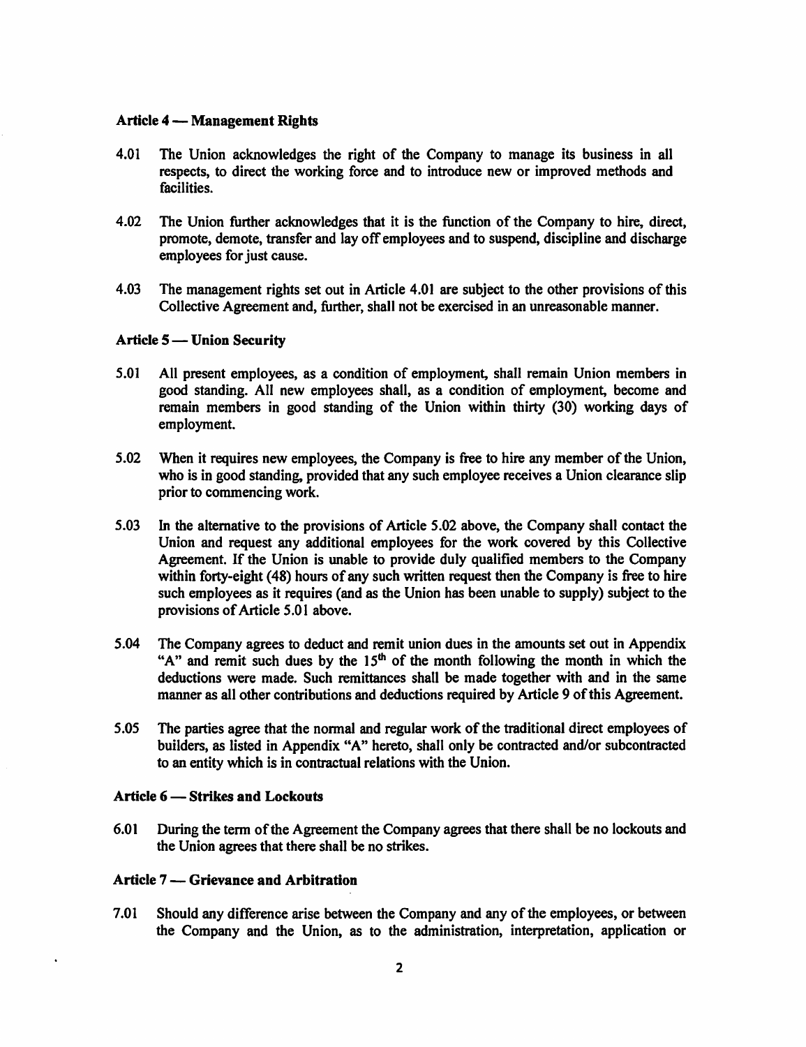### Article 4 — Management Rights

4.01 The Union acknowledges the right of the Company to manage its business in all respects, to direct the working force and to introduce new or improved methods and facilities.

4.02 The Union further acknowledges that it is the function of the Company to hire, direct, promote, demote, transfer and lay off employees and to suspend, discipline and discharge employees for just cause.

4.03 The management rights set out in Article 4.01 are subject to the other provisions of this Collective Agreement and, further, shall not be exercised in an unreasonable manner.

### Article 5 — Union Security

5.01 All present employees, as a condition of employment, shall remain Union members in good standing. All new employees shall, as a condition of employment, become and remain members in good standing of the Union within thirty (30) working days of employment.

5.02 When it requires new employees, the Company is free to hire any member of the Union, who is in good standing, provided that any such employee receives a Union clearance slip prior to commencing work.

5.03 In the alternative to the provisions of Article 5.02 above, the Company shall contact the Union and request any additional employees for the work covered by this Collective Agreement. If the Union is unable to provide duly qualified members to the Company within forty-eight (48) hours of any such written request then the Company is free to hire such employees as it requires (and as the Union has been unable to supply) subject to the provisions of Article 5.01 above.

5.04 The Company agrees to deduct and remit union dues in the amounts set out in Appendix "A" and remit such dues by the 15th of the month following the month in which the deductions were made. Such remittances shall be made together with and in the same manner as all other contributions and deductions required by Article 9 of this Agreement.

5.05 The parties agree that the normal and regular work of the traditional direct employees of builders, as listed in Appendix "A" hereto, shall only be contracted and/or subcontracted to an entity which is in contractual relations with the Union.

### Article 6 — Strikes and Lockouts

6.01 During the term of the Agreement the Company agrees that there shall be no lockouts and the Union agrees that there shall be no strikes.

### Article 7 — Grievance and Arbitration

7.01 Should any difference arise between the Company and any of the employees, or between the Company and the Union, as to the administration, interpretation, application or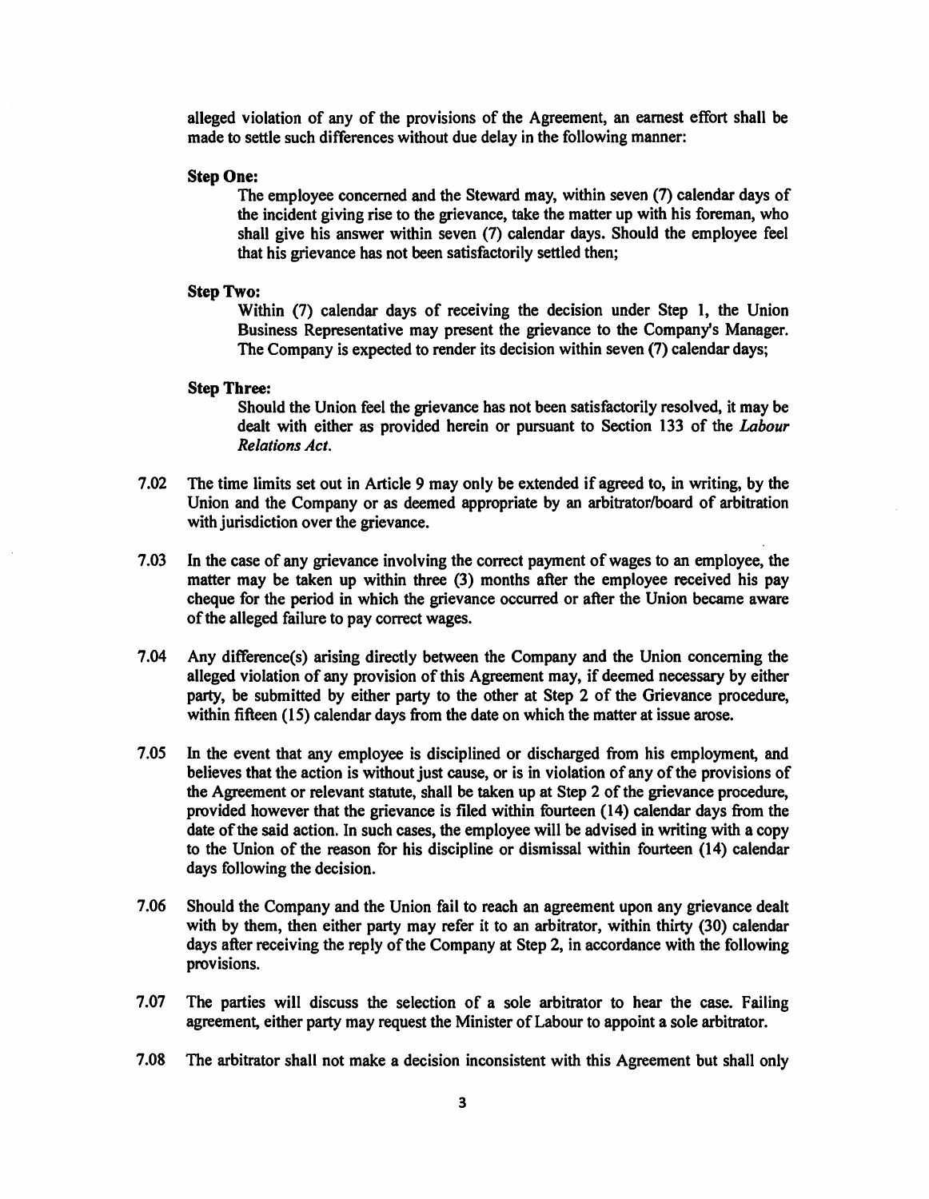alleged violation of any of the provisions of the Agreement, an earnest effort shall be made to settle such differences without due delay in the following manner:

**Step One:**

The employee concerned and the Steward may, within seven (7) calendar days of the incident giving rise to the grievance, take the matter up with his foreman, who shall give his answer within seven (7) calendar days. Should the employee feel that his grievance has not been satisfactorily settled then;

**Step Two:**

Within (7) calendar days of receiving the decision under Step 1, the Union Business Representative may present the grievance to the Company's Manager. The Company is expected to render its decision within seven (7) calendar days;

**Step Three:**

Should the Union feel the grievance has not been satisfactorily resolved, it may be dealt with either as provided herein or pursuant to Section 133 of the *Labour Relations Act*.

7.02 The time limits set out in Article 9 may only be extended if agreed to, in writing, by the Union and the Company or as deemed appropriate by an arbitrator/board of arbitration with jurisdiction over the grievance.

7.03 In the case of any grievance involving the correct payment of wages to an employee, the matter may be taken up within three (3) months after the employee received his pay cheque for the period in which the grievance occurred or after the Union became aware of the alleged failure to pay correct wages.

7.04 Any difference(s) arising directly between the Company and the Union concerning the alleged violation of any provision of this Agreement may, if deemed necessary by either party, be submitted by either party to the other at Step 2 of the Grievance procedure, within fifteen (15) calendar days from the date on which the matter at issue arose.

7.05 In the event that any employee is disciplined or discharged from his employment, and believes that the action is without just cause, or is in violation of any of the provisions of the Agreement or relevant statute, shall be taken up at Step 2 of the grievance procedure, provided however that the grievance is filed within fourteen (14) calendar days from the date of the said action. In such cases, the employee will be advised in writing with a copy to the Union of the reason for his discipline or dismissal within fourteen (14) calendar days following the decision.

7.06 Should the Company and the Union fail to reach an agreement upon any grievance dealt with by them, then either party may refer it to an arbitrator, within thirty (30) calendar days after receiving the reply of the Company at Step 2, in accordance with the following provisions.

7.07 The parties will discuss the selection of a sole arbitrator to hear the case. Failing agreement, either party may request the Minister of Labour to appoint a sole arbitrator.

7.08 The arbitrator shall not make a decision inconsistent with this Agreement but shall only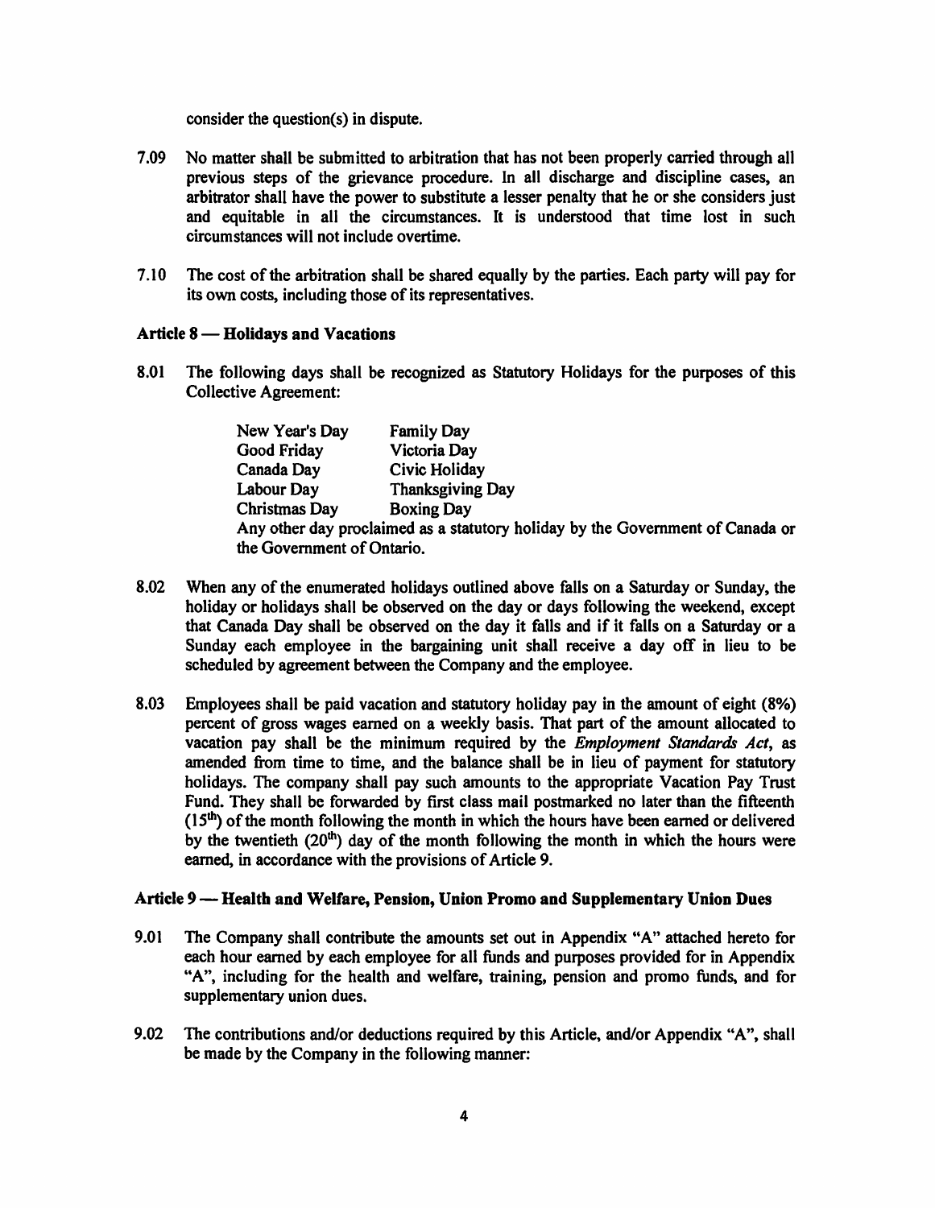consider the question(s) in dispute.

7.09 No matter shall be submitted to arbitration that has not been properly carried through all previous steps of the grievance procedure. In all discharge and discipline cases, an arbitrator shall have the power to substitute a lesser penalty that he or she considers just and equitable in all the circumstances. It is understood that time lost in such circumstances will not include overtime.

7.10 The cost of the arbitration shall be shared equally by the parties. Each party will pay for its own costs, including those of its representatives.

### Article 8 — Holidays and Vacations

8.01 The following days shall be recognized as Statutory Holidays for the purposes of this Collective Agreement:

| | |
|---|---|
| New Year's Day | Family Day |
| Good Friday | Victoria Day |
| Canada Day | Civic Holiday |
| Labour Day | Thanksgiving Day |
| Christmas Day | Boxing Day |

Any other day proclaimed as a statutory holiday by the Government of Canada or the Government of Ontario.

8.02 When any of the enumerated holidays outlined above falls on a Saturday or Sunday, the holiday or holidays shall be observed on the day or days following the weekend, except that Canada Day shall be observed on the day it falls and if it falls on a Saturday or a Sunday each employee in the bargaining unit shall receive a day off in lieu to be scheduled by agreement between the Company and the employee.

8.03 Employees shall be paid vacation and statutory holiday pay in the amount of eight (8%) percent of gross wages earned on a weekly basis. That part of the amount allocated to vacation pay shall be the minimum required by the *Employment Standards Act*, as amended from time to time, and the balance shall be in lieu of payment for statutory holidays. The company shall pay such amounts to the appropriate Vacation Pay Trust Fund. They shall be forwarded by first class mail postmarked no later than the fifteenth (15th) of the month following the month in which the hours have been earned or delivered by the twentieth (20th) day of the month following the month in which the hours were earned, in accordance with the provisions of Article 9.

### Article 9 — Health and Welfare, Pension, Union Promo and Supplementary Union Dues

9.01 The Company shall contribute the amounts set out in Appendix "A" attached hereto for each hour earned by each employee for all funds and purposes provided for in Appendix "A", including for the health and welfare, training, pension and promo funds, and for supplementary union dues.

9.02 The contributions and/or deductions required by this Article, and/or Appendix "A", shall be made by the Company in the following manner: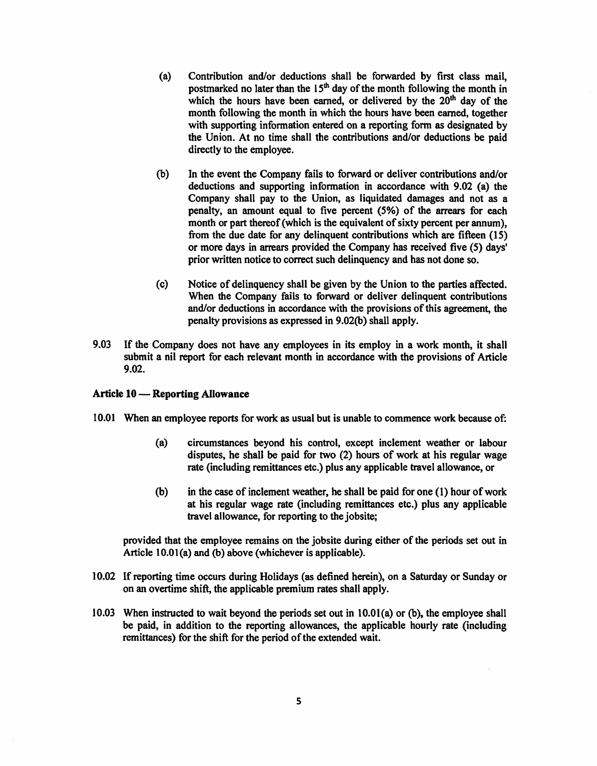(a) Contribution and/or deductions shall be forwarded by first class mail, postmarked no later than the 15th day of the month following the month in which the hours have been earned, or delivered by the 20th day of the month following the month in which the hours have been earned, together with supporting information entered on a reporting form as designated by the Union. At no time shall the contributions and/or deductions be paid directly to the employee.

(b) In the event the Company fails to forward or deliver contributions and/or deductions and supporting information in accordance with 9.02 (a) the Company shall pay to the Union, as liquidated damages and not as a penalty, an amount equal to five percent (5%) of the arrears for each month or part thereof (which is the equivalent of sixty percent per annum), from the due date for any delinquent contributions which are fifteen (15) or more days in arrears provided the Company has received five (5) days' prior written notice to correct such delinquency and has not done so.

(c) Notice of delinquency shall be given by the Union to the parties affected. When the Company fails to forward or deliver delinquent contributions and/or deductions in accordance with the provisions of this agreement, the penalty provisions as expressed in 9.02(b) shall apply.

9.03 If the Company does not have any employees in its employ in a work month, it shall submit a nil report for each relevant month in accordance with the provisions of Article 9.02.

### Article 10 — Reporting Allowance

10.01 When an employee reports for work as usual but is unable to commence work because of:

(a) circumstances beyond his control, except inclement weather or labour disputes, he shall be paid for two (2) hours of work at his regular wage rate (including remittances etc.) plus any applicable travel allowance, or

(b) in the case of inclement weather, he shall be paid for one (1) hour of work at his regular wage rate (including remittances etc.) plus any applicable travel allowance, for reporting to the jobsite;

provided that the employee remains on the jobsite during either of the periods set out in Article 10.01(a) and (b) above (whichever is applicable).

10.02 If reporting time occurs during Holidays (as defined herein), on a Saturday or Sunday or on an overtime shift, the applicable premium rates shall apply.

10.03 When instructed to wait beyond the periods set out in 10.01(a) or (b), the employee shall be paid, in addition to the reporting allowances, the applicable hourly rate (including remittances) for the shift for the period of the extended wait.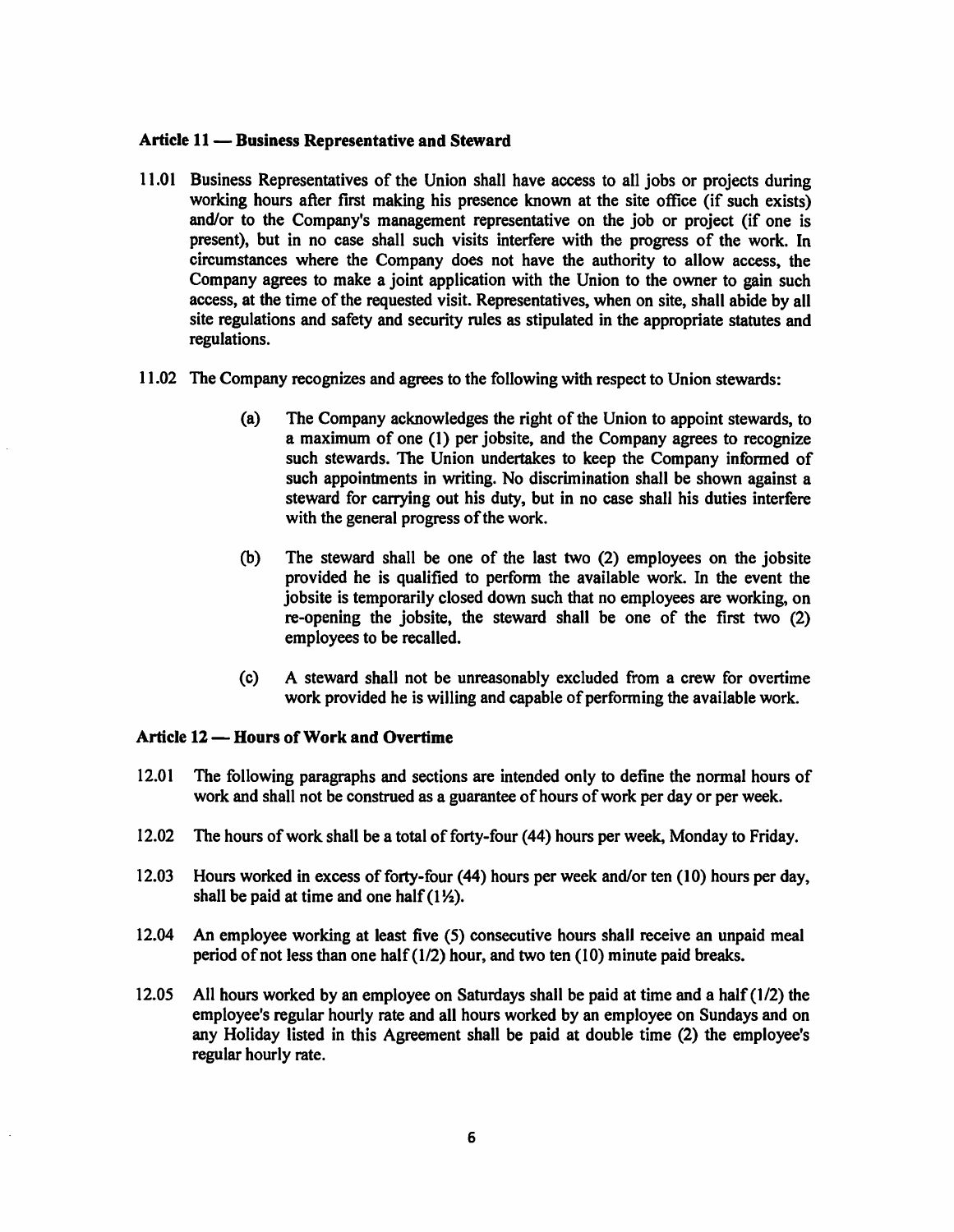### Article 11 — Business Representative and Steward

11.01 Business Representatives of the Union shall have access to all jobs or projects during working hours after first making his presence known at the site office (if such exists) and/or to the Company's management representative on the job or project (if one is present), but in no case shall such visits interfere with the progress of the work. In circumstances where the Company does not have the authority to allow access, the Company agrees to make a joint application with the Union to the owner to gain such access, at the time of the requested visit. Representatives, when on site, shall abide by all site regulations and safety and security rules as stipulated in the appropriate statutes and regulations.

11.02 The Company recognizes and agrees to the following with respect to Union stewards:

(a) The Company acknowledges the right of the Union to appoint stewards, to a maximum of one (1) per jobsite, and the Company agrees to recognize such stewards. The Union undertakes to keep the Company informed of such appointments in writing. No discrimination shall be shown against a steward for carrying out his duty, but in no case shall his duties interfere with the general progress of the work.

(b) The steward shall be one of the last two (2) employees on the jobsite provided he is qualified to perform the available work. In the event the jobsite is temporarily closed down such that no employees are working, on re-opening the jobsite, the steward shall be one of the first two (2) employees to be recalled.

(c) A steward shall not be unreasonably excluded from a crew for overtime work provided he is willing and capable of performing the available work.

### Article 12 — Hours of Work and Overtime

12.01 The following paragraphs and sections are intended only to define the normal hours of work and shall not be construed as a guarantee of hours of work per day or per week.

12.02 The hours of work shall be a total of forty-four (44) hours per week, Monday to Friday.

12.03 Hours worked in excess of forty-four (44) hours per week and/or ten (10) hours per day, shall be paid at time and one half (1½).

12.04 An employee working at least five (5) consecutive hours shall receive an unpaid meal period of not less than one half (1/2) hour, and two ten (10) minute paid breaks.

12.05 All hours worked by an employee on Saturdays shall be paid at time and a half (1/2) the employee's regular hourly rate and all hours worked by an employee on Sundays and on any Holiday listed in this Agreement shall be paid at double time (2) the employee's regular hourly rate.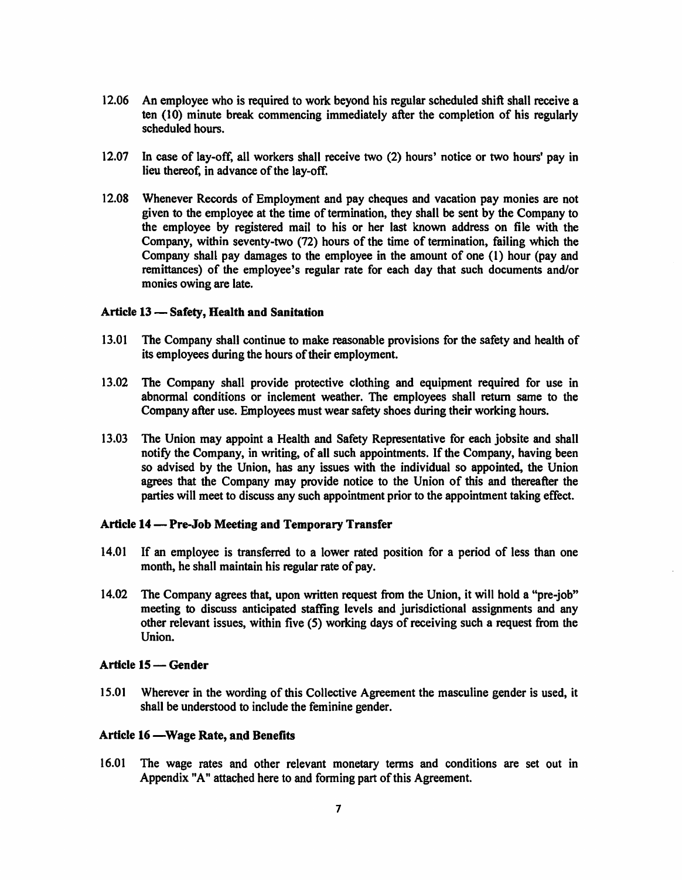12.06 An employee who is required to work beyond his regular scheduled shift shall receive a ten (10) minute break commencing immediately after the completion of his regularly scheduled hours.

12.07 In case of lay-off, all workers shall receive two (2) hours' notice or two hours' pay in lieu thereof, in advance of the lay-off.

12.08 Whenever Records of Employment and pay cheques and vacation pay monies are not given to the employee at the time of termination, they shall be sent by the Company to the employee by registered mail to his or her last known address on file with the Company, within seventy-two (72) hours of the time of termination, failing which the Company shall pay damages to the employee in the amount of one (1) hour (pay and remittances) of the employee's regular rate for each day that such documents and/or monies owing are late.

### Article 13 — Safety, Health and Sanitation

13.01 The Company shall continue to make reasonable provisions for the safety and health of its employees during the hours of their employment.

13.02 The Company shall provide protective clothing and equipment required for use in abnormal conditions or inclement weather. The employees shall return same to the Company after use. Employees must wear safety shoes during their working hours.

13.03 The Union may appoint a Health and Safety Representative for each jobsite and shall notify the Company, in writing, of all such appointments. If the Company, having been so advised by the Union, has any issues with the individual so appointed, the Union agrees that the Company may provide notice to the Union of this and thereafter the parties will meet to discuss any such appointment prior to the appointment taking effect.

### Article 14 — Pre-Job Meeting and Temporary Transfer

14.01 If an employee is transferred to a lower rated position for a period of less than one month, he shall maintain his regular rate of pay.

14.02 The Company agrees that, upon written request from the Union, it will hold a "pre-job" meeting to discuss anticipated staffing levels and jurisdictional assignments and any other relevant issues, within five (5) working days of receiving such a request from the Union.

### Article 15 — Gender

15.01 Wherever in the wording of this Collective Agreement the masculine gender is used, it shall be understood to include the feminine gender.

### Article 16 —Wage Rate, and Benefits

16.01 The wage rates and other relevant monetary terms and conditions are set out in Appendix "A" attached here to and forming part of this Agreement.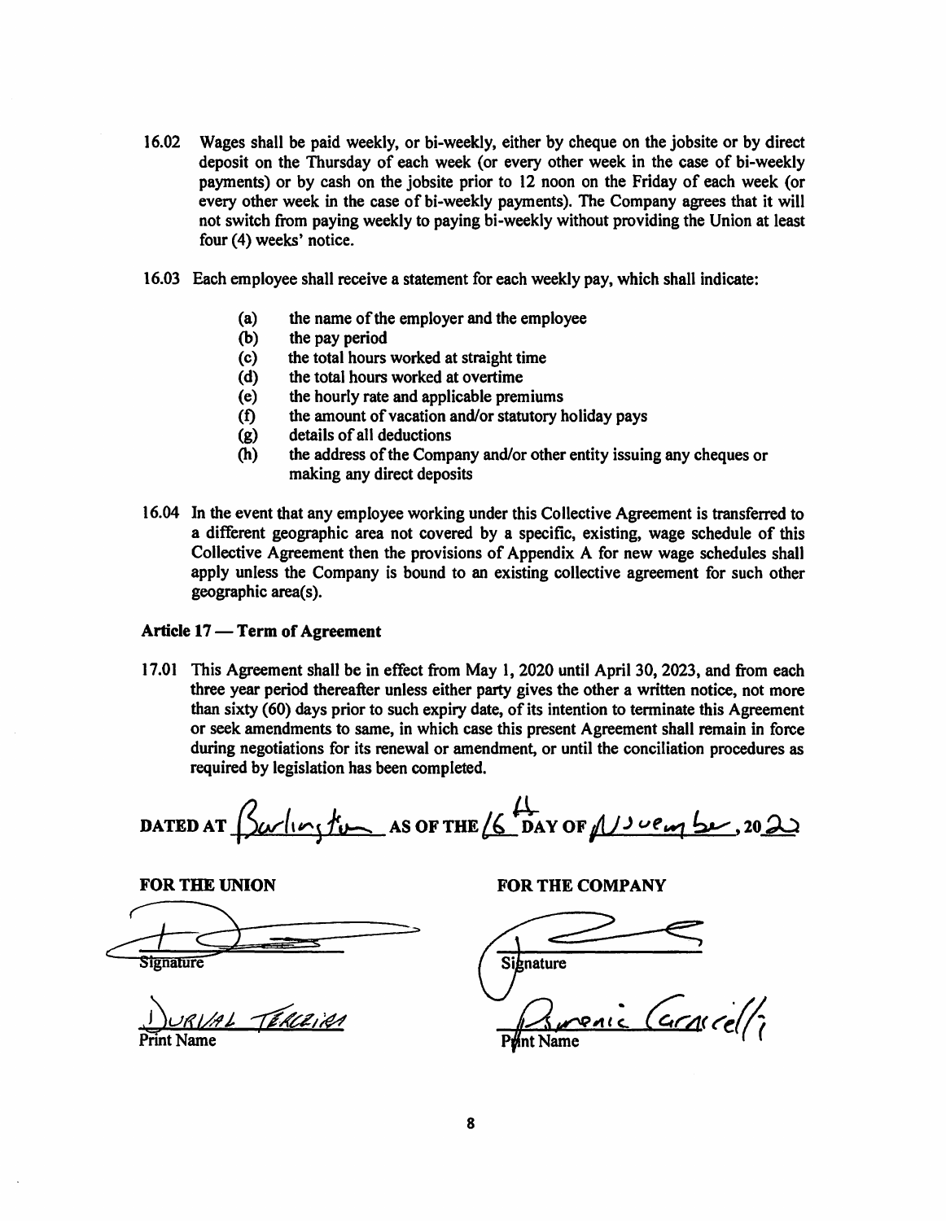16.02 Wages shall be paid weekly, or bi-weekly, either by cheque on the jobsite or by direct deposit on the Thursday of each week (or every other week in the case of bi-weekly payments) or by cash on the jobsite prior to 12 noon on the Friday of each week (or every other week in the case of bi-weekly payments). The Company agrees that it will not switch from paying weekly to paying bi-weekly without providing the Union at least four (4) weeks' notice.

16.03 Each employee shall receive a statement for each weekly pay, which shall indicate:

- (a) the name of the employer and the employee
- (b) the pay period
- (c) the total hours worked at straight time
- (d) the total hours worked at overtime
- (e) the hourly rate and applicable premiums
- (f) the amount of vacation and/or statutory holiday pays
- (g) details of all deductions
- (h) the address of the Company and/or other entity issuing any cheques or making any direct deposits

16.04 In the event that any employee working under this Collective Agreement is transferred to a different geographic area not covered by a specific, existing, wage schedule of this Collective Agreement then the provisions of Appendix A for new wage schedules shall apply unless the Company is bound to an existing collective agreement for such other geographic area(s).

### Article 17 — Term of Agreement

17.01 This Agreement shall be in effect from May 1, 2020 until April 30, 2023, and from each three year period thereafter unless either party gives the other a written notice, not more than sixty (60) days prior to such expiry date, of its intention to terminate this Agreement or seek amendments to same, in which case this present Agreement shall remain in force during negotiations for its renewal or amendment, or until the conciliation procedures as required by legislation has been completed.

DATED AT Burlington AS OF THE 16th DAY OF November, 2022

| FOR THE UNION | FOR THE COMPANY |
| --- | --- |
| Signature | Signature |
| Durval Terceira | Lorenic Carnicelli |
| Print Name | Print Name |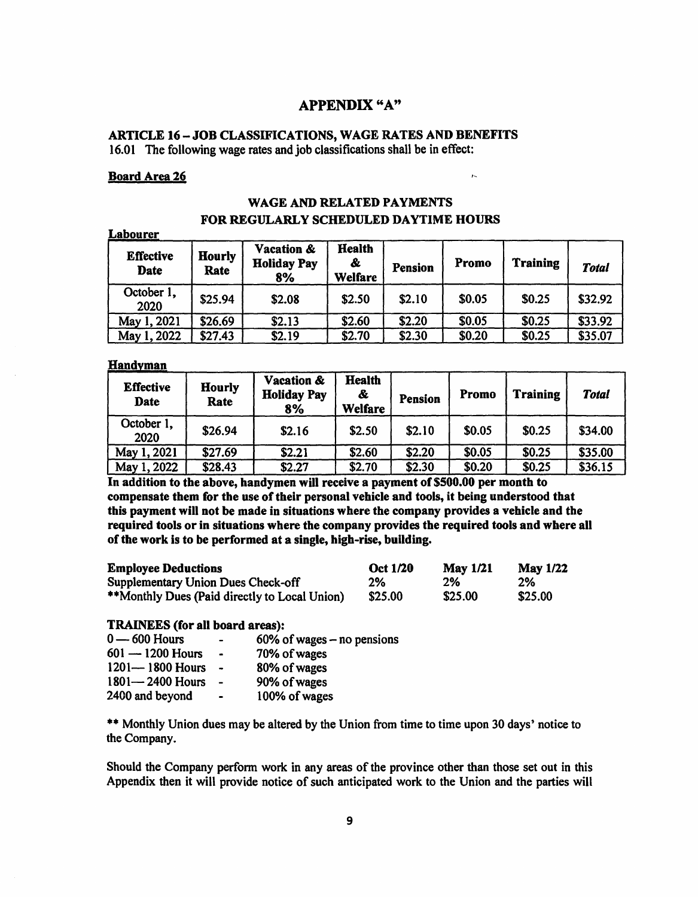# APPENDIX "A"

## ARTICLE 16 – JOB CLASSIFICATIONS, WAGE RATES AND BENEFITS

16.01 The following wage rates and job classifications shall be in effect:

**Board Area 26**

### WAGE AND RELATED PAYMENTS FOR REGULARLY SCHEDULED DAYTIME HOURS

**Labourer**

| Effective Date | Hourly Rate | Vacation & Holiday Pay 8% | Health & Welfare | Pension | Promo | Training | *Total* |
|---|---|---|---|---|---|---|---|
| October 1, 2020 | $25.94 | $2.08 | $2.50 | $2.10 | $0.05 | $0.25 | $32.92 |
| May 1, 2021 | $26.69 | $2.13 | $2.60 | $2.20 | $0.05 | $0.25 | $33.92 |
| May 1, 2022 | $27.43 | $2.19 | $2.70 | $2.30 | $0.20 | $0.25 | $35.07 |

**Handyman**

| Effective Date | Hourly Rate | Vacation & Holiday Pay 8% | Health & Welfare | Pension | Promo | Training | *Total* |
|---|---|---|---|---|---|---|---|
| October 1, 2020 | $26.94 | $2.16 | $2.50 | $2.10 | $0.05 | $0.25 | $34.00 |
| May 1, 2021 | $27.69 | $2.21 | $2.60 | $2.20 | $0.05 | $0.25 | $35.00 |
| May 1, 2022 | $28.43 | $2.27 | $2.70 | $2.30 | $0.20 | $0.25 | $36.15 |

**In addition to the above, handymen will receive a payment of $500.00 per month to compensate them for the use of their personal vehicle and tools, it being understood that this payment will not be made in situations where the company provides a vehicle and the required tools or in situations where the company provides the required tools and where all of the work is to be performed at a single, high-rise, building.**

| Employee Deductions | Oct 1/20 | May 1/21 | May 1/22 |
|---|---|---|---|
| Supplementary Union Dues Check-off | 2% | 2% | 2% |
| **Monthly Dues (Paid directly to Local Union) | $25.00 | $25.00 | $25.00 |

**TRAINEES (for all board areas):**

| | | |
|---|---|---|
| 0 — 600 Hours | - | 60% of wages – no pensions |
| 601 — 1200 Hours | - | 70% of wages |
| 1201— 1800 Hours | - | 80% of wages |
| 1801— 2400 Hours | - | 90% of wages |
| 2400 and beyond | - | 100% of wages |

** Monthly Union dues may be altered by the Union from time to time upon 30 days' notice to the Company.

Should the Company perform work in any areas of the province other than those set out in this Appendix then it will provide notice of such anticipated work to the Union and the parties will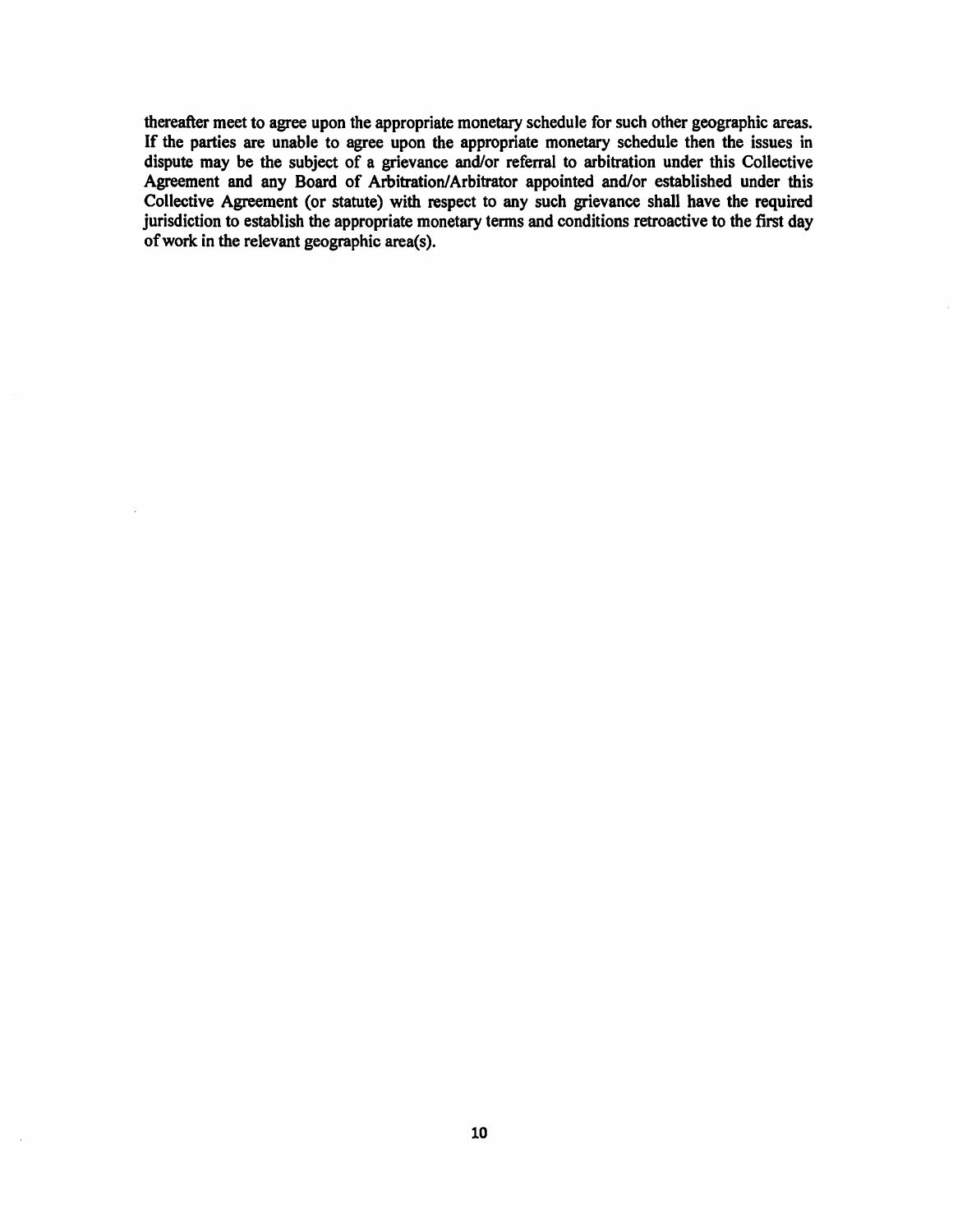thereafter meet to agree upon the appropriate monetary schedule for such other geographic areas. If the parties are unable to agree upon the appropriate monetary schedule then the issues in dispute may be the subject of a grievance and/or referral to arbitration under this Collective Agreement and any Board of Arbitration/Arbitrator appointed and/or established under this Collective Agreement (or statute) with respect to any such grievance shall have the required jurisdiction to establish the appropriate monetary terms and conditions retroactive to the first day of work in the relevant geographic area(s).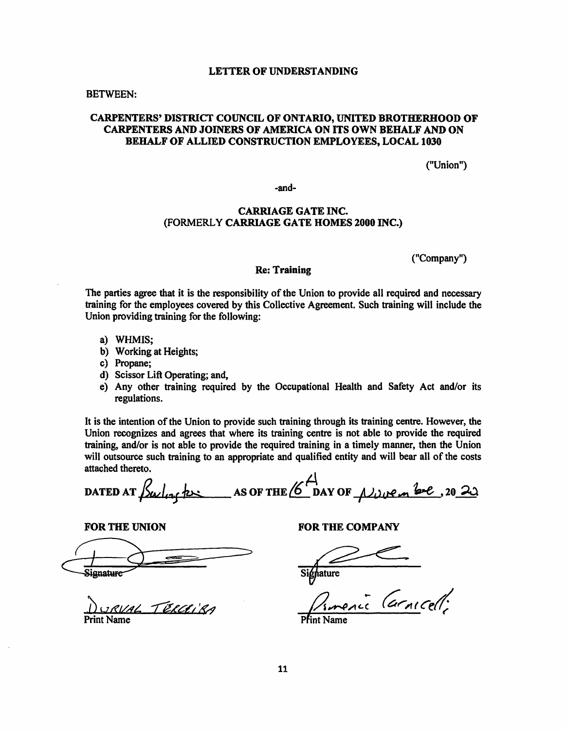# LETTER OF UNDERSTANDING

BETWEEN:

**CARPENTERS' DISTRICT COUNCIL OF ONTARIO, UNITED BROTHERHOOD OF CARPENTERS AND JOINERS OF AMERICA ON ITS OWN BEHALF AND ON BEHALF OF ALLIED CONSTRUCTION EMPLOYEES, LOCAL 1030**

("Union")

-and-

**CARRIAGE GATE INC.**
**(FORMERLY CARRIAGE GATE HOMES 2000 INC.)**

("Company")

**Re: Training**

The parties agree that it is the responsibility of the Union to provide all required and necessary training for the employees covered by this Collective Agreement. Such training will include the Union providing training for the following:

a) WHMIS;
b) Working at Heights;
c) Propane;
d) Scissor Lift Operating; and,
e) Any other training required by the Occupational Health and Safety Act and/or its regulations.

It is the intention of the Union to provide such training through its training centre. However, the Union recognizes and agrees that where its training centre is not able to provide the required training, and/or is not able to provide the required training in a timely manner, then the Union will outsource such training to an appropriate and qualified entity and will bear all of the costs attached thereto.

DATED AT Burlington AS OF THE 16th DAY OF November, 20 22

**FOR THE UNION**

Signature

Durval Terceira
Print Name

**FOR THE COMPANY**

Signature

Domenic Carnicelli
Print Name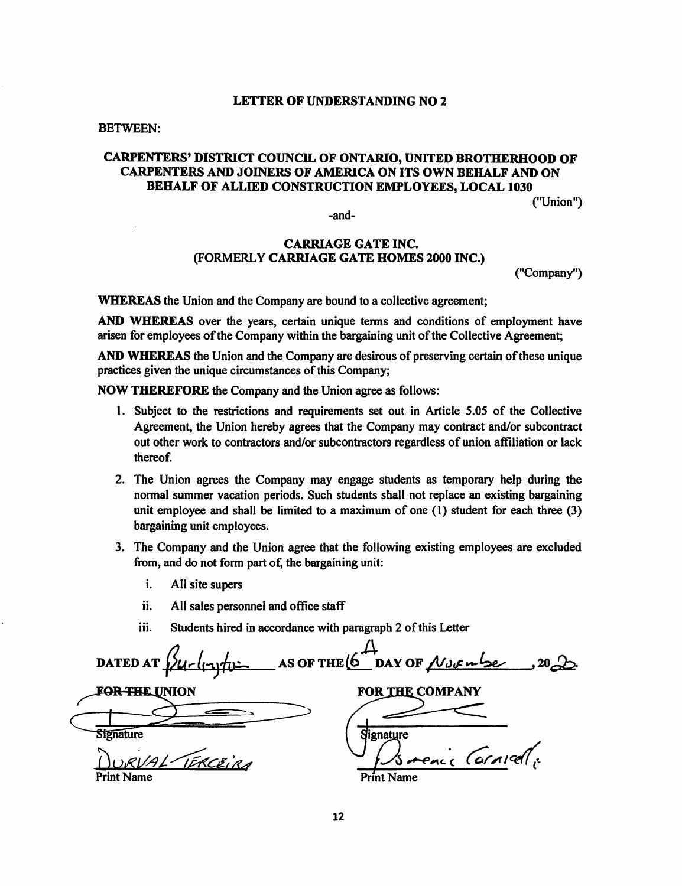# LETTER OF UNDERSTANDING NO 2

BETWEEN:

**CARPENTERS' DISTRICT COUNCIL OF ONTARIO, UNITED BROTHERHOOD OF CARPENTERS AND JOINERS OF AMERICA ON ITS OWN BEHALF AND ON BEHALF OF ALLIED CONSTRUCTION EMPLOYEES, LOCAL 1030**

("Union")

-and-

**CARRIAGE GATE INC.**
**(FORMERLY CARRIAGE GATE HOMES 2000 INC.)**

("Company")

**WHEREAS** the Union and the Company are bound to a collective agreement;

**AND WHEREAS** over the years, certain unique terms and conditions of employment have arisen for employees of the Company within the bargaining unit of the Collective Agreement;

**AND WHEREAS** the Union and the Company are desirous of preserving certain of these unique practices given the unique circumstances of this Company;

**NOW THEREFORE** the Company and the Union agree as follows:

1. Subject to the restrictions and requirements set out in Article 5.05 of the Collective Agreement, the Union hereby agrees that the Company may contract and/or subcontract out other work to contractors and/or subcontractors regardless of union affiliation or lack thereof.
2. The Union agrees the Company may engage students as temporary help during the normal summer vacation periods. Such students shall not replace an existing bargaining unit employee and shall be limited to a maximum of one (1) student for each three (3) bargaining unit employees.
3. The Company and the Union agree that the following existing employees are excluded from, and do not form part of, the bargaining unit:
   i. All site supers
   ii. All sales personnel and office staff
   iii. Students hired in accordance with paragraph 2 of this Letter

**DATED AT** Burlington **AS OF THE** 16th **DAY OF** November, **20**22.

| **FOR THE UNION** | **FOR THE COMPANY** |
|---|---|
| [Signature] | [Signature] |
| Signature | Signature |
| DURVAL TERCEIRA | Domenic Carnicelli |
| Print Name | Print Name |